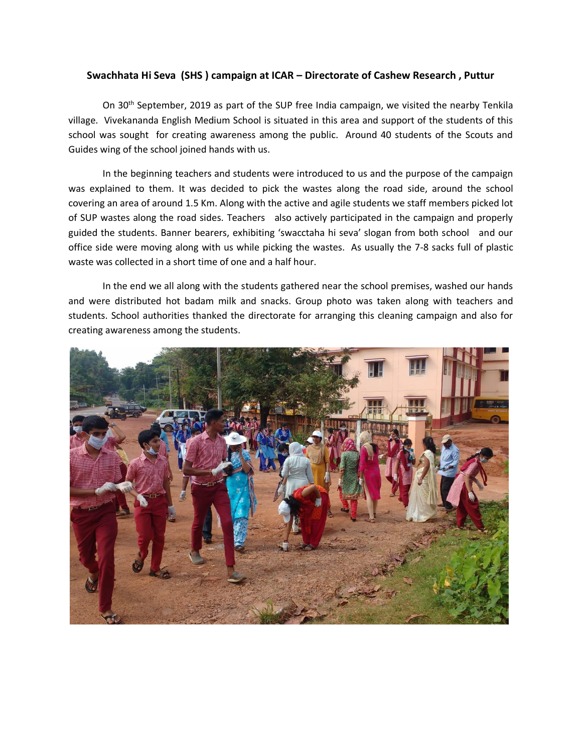**Swachhata Hi Seva (SHS ) campaign at ICAR – Directorate of Cashew Research , Puttur**

On 30th September, 2019 as part of the SUP free India campaign, we visited the nearby Tenkila village. Vivekananda English Medium School is situated in this area and support of the students of this school was sought for creating awareness among the public. Around 40 students of the Scouts and Guides wing of the school joined hands with us.

In the beginning teachers and students were introduced to us and the purpose of the campaign was explained to them. It was decided to pick the wastes along the road side, around the school covering an area of around 1.5 Km. Along with the active and agile students we staff members picked lot of SUP wastes along the road sides. Teachers also actively participated in the campaign and properly guided the students. Banner bearers, exhibiting 'swacctaha hi seva' slogan from both school and our office side were moving along with us while picking the wastes. As usually the 7-8 sacks full of plastic waste was collected in a short time of one and a half hour.

In the end we all along with the students gathered near the school premises, washed our hands and were distributed hot badam milk and snacks. Group photo was taken along with teachers and students. School authorities thanked the directorate for arranging this cleaning campaign and also for creating awareness among the students.